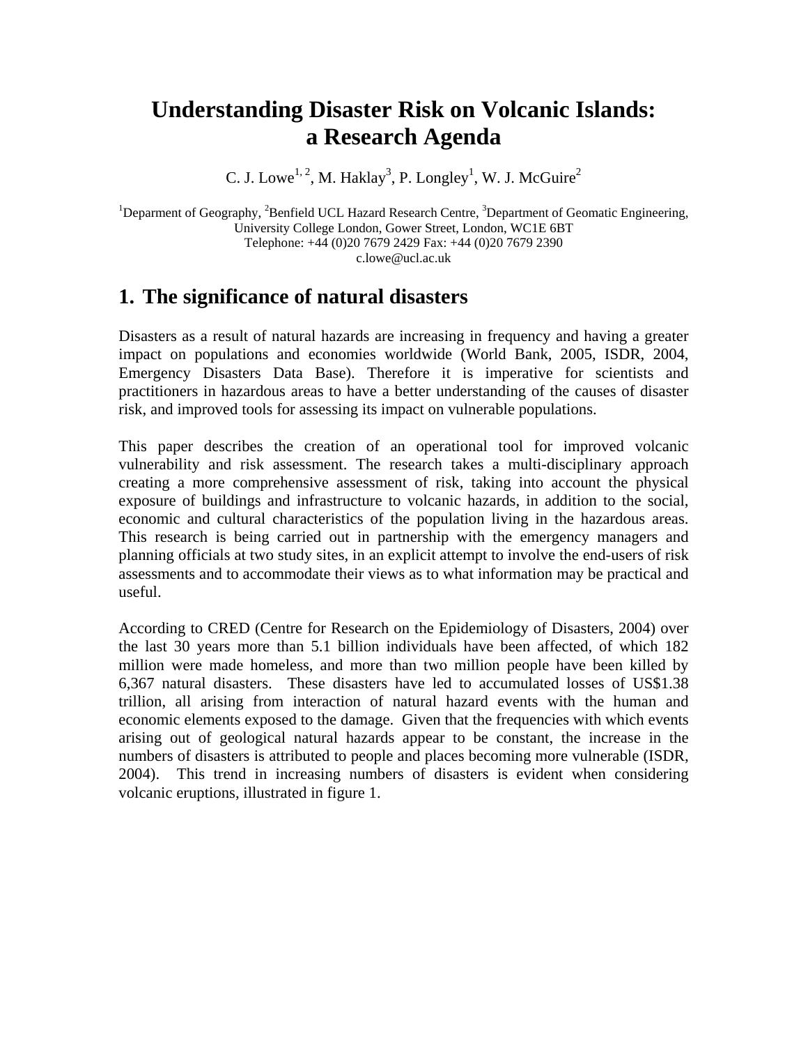# Understanding Disaster Risk on Volcanic Islands: a Research Agenda

C. J. Lowe[1, 2], M. Haklay[3], P. Longley[1], W. J. McGuire[2]

[1]Deparment of Geography, [2]Benfield UCL Hazard Research Centre, [3]Department of Geomatic Engineering, University College London, Gower Street, London, WC1E 6BT
Telephone: +44 (0)20 7679 2429 Fax: +44 (0)20 7679 2390
c.lowe@ucl.ac.uk

## 1. The significance of natural disasters

Disasters as a result of natural hazards are increasing in frequency and having a greater impact on populations and economies worldwide (World Bank, 2005, ISDR, 2004, Emergency Disasters Data Base). Therefore it is imperative for scientists and practitioners in hazardous areas to have a better understanding of the causes of disaster risk, and improved tools for assessing its impact on vulnerable populations.

This paper describes the creation of an operational tool for improved volcanic vulnerability and risk assessment. The research takes a multi-disciplinary approach creating a more comprehensive assessment of risk, taking into account the physical exposure of buildings and infrastructure to volcanic hazards, in addition to the social, economic and cultural characteristics of the population living in the hazardous areas. This research is being carried out in partnership with the emergency managers and planning officials at two study sites, in an explicit attempt to involve the end-users of risk assessments and to accommodate their views as to what information may be practical and useful.

According to CRED (Centre for Research on the Epidemiology of Disasters, 2004) over the last 30 years more than 5.1 billion individuals have been affected, of which 182 million were made homeless, and more than two million people have been killed by 6,367 natural disasters. These disasters have led to accumulated losses of US$1.38 trillion, all arising from interaction of natural hazard events with the human and economic elements exposed to the damage. Given that the frequencies with which events arising out of geological natural hazards appear to be constant, the increase in the numbers of disasters is attributed to people and places becoming more vulnerable (ISDR, 2004). This trend in increasing numbers of disasters is evident when considering volcanic eruptions, illustrated in figure 1.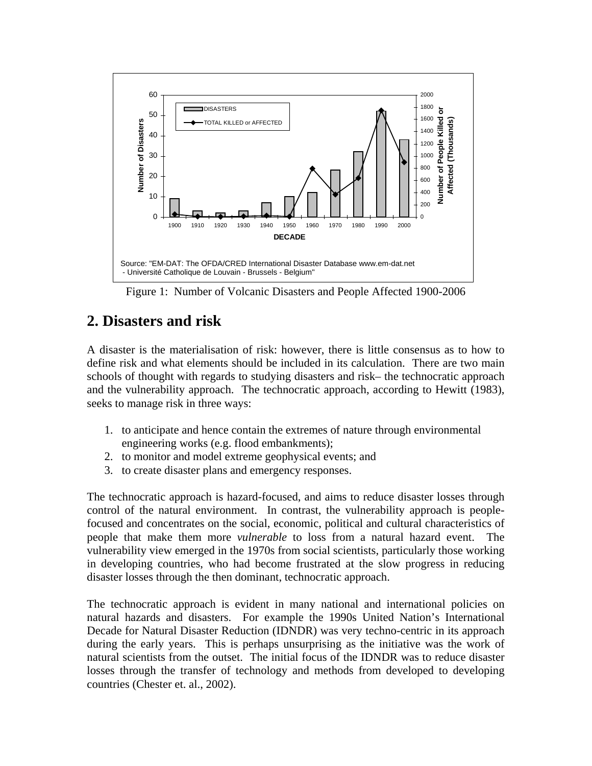Figure 1: Number of Volcanic Disasters and People Affected 1900-2006

## 2. Disasters and risk

A disaster is the materialisation of risk: however, there is little consensus as to how to define risk and what elements should be included in its calculation. There are two main schools of thought with regards to studying disasters and risk– the technocratic approach and the vulnerability approach. The technocratic approach, according to Hewitt (1983), seeks to manage risk in three ways:

1. to anticipate and hence contain the extremes of nature through environmental engineering works (e.g. flood embankments);
2. to monitor and model extreme geophysical events; and
3. to create disaster plans and emergency responses.

The technocratic approach is hazard-focused, and aims to reduce disaster losses through control of the natural environment. In contrast, the vulnerability approach is people-focused and concentrates on the social, economic, political and cultural characteristics of people that make them more *vulnerable* to loss from a natural hazard event. The vulnerability view emerged in the 1970s from social scientists, particularly those working in developing countries, who had become frustrated at the slow progress in reducing disaster losses through the then dominant, technocratic approach.

The technocratic approach is evident in many national and international policies on natural hazards and disasters. For example the 1990s United Nation's International Decade for Natural Disaster Reduction (IDNDR) was very techno-centric in its approach during the early years. This is perhaps unsurprising as the initiative was the work of natural scientists from the outset. The initial focus of the IDNDR was to reduce disaster losses through the transfer of technology and methods from developed to developing countries (Chester et. al., 2002).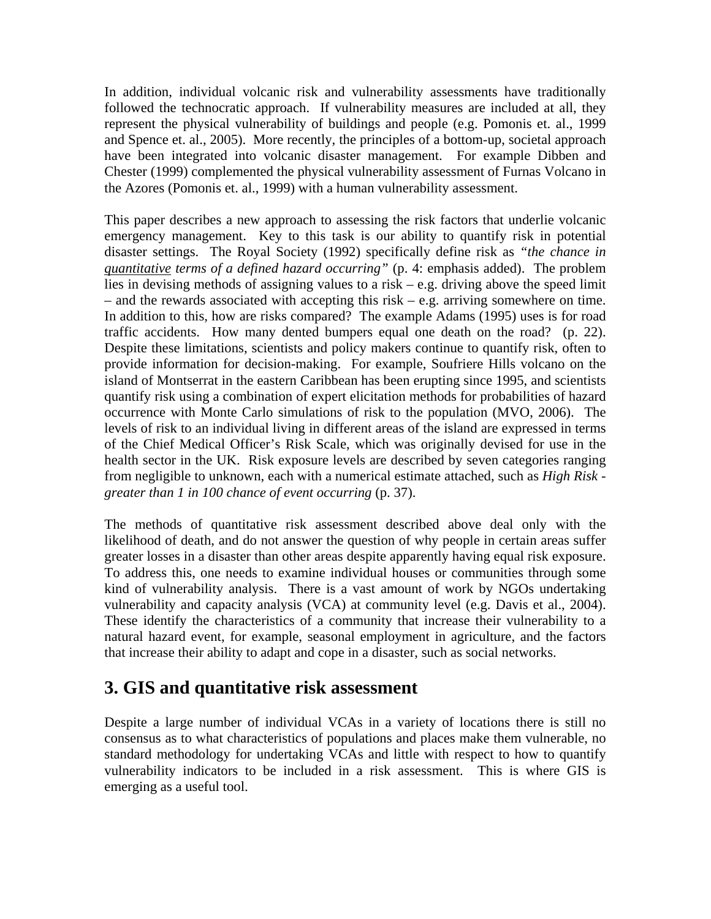In addition, individual volcanic risk and vulnerability assessments have traditionally followed the technocratic approach. If vulnerability measures are included at all, they represent the physical vulnerability of buildings and people (e.g. Pomonis et. al., 1999 and Spence et. al., 2005). More recently, the principles of a bottom-up, societal approach have been integrated into volcanic disaster management. For example Dibben and Chester (1999) complemented the physical vulnerability assessment of Furnas Volcano in the Azores (Pomonis et. al., 1999) with a human vulnerability assessment.

This paper describes a new approach to assessing the risk factors that underlie volcanic emergency management. Key to this task is our ability to quantify risk in potential disaster settings. The Royal Society (1992) specifically define risk as *"the chance in quantitative terms of a defined hazard occurring"* (p. 4: emphasis added). The problem lies in devising methods of assigning values to a risk – e.g. driving above the speed limit – and the rewards associated with accepting this risk – e.g. arriving somewhere on time. In addition to this, how are risks compared? The example Adams (1995) uses is for road traffic accidents. How many dented bumpers equal one death on the road? (p. 22). Despite these limitations, scientists and policy makers continue to quantify risk, often to provide information for decision-making. For example, Soufriere Hills volcano on the island of Montserrat in the eastern Caribbean has been erupting since 1995, and scientists quantify risk using a combination of expert elicitation methods for probabilities of hazard occurrence with Monte Carlo simulations of risk to the population (MVO, 2006). The levels of risk to an individual living in different areas of the island are expressed in terms of the Chief Medical Officer's Risk Scale, which was originally devised for use in the health sector in the UK. Risk exposure levels are described by seven categories ranging from negligible to unknown, each with a numerical estimate attached, such as *High Risk - greater than 1 in 100 chance of event occurring* (p. 37).

The methods of quantitative risk assessment described above deal only with the likelihood of death, and do not answer the question of why people in certain areas suffer greater losses in a disaster than other areas despite apparently having equal risk exposure. To address this, one needs to examine individual houses or communities through some kind of vulnerability analysis. There is a vast amount of work by NGOs undertaking vulnerability and capacity analysis (VCA) at community level (e.g. Davis et al., 2004). These identify the characteristics of a community that increase their vulnerability to a natural hazard event, for example, seasonal employment in agriculture, and the factors that increase their ability to adapt and cope in a disaster, such as social networks.

## 3. GIS and quantitative risk assessment

Despite a large number of individual VCAs in a variety of locations there is still no consensus as to what characteristics of populations and places make them vulnerable, no standard methodology for undertaking VCAs and little with respect to how to quantify vulnerability indicators to be included in a risk assessment. This is where GIS is emerging as a useful tool.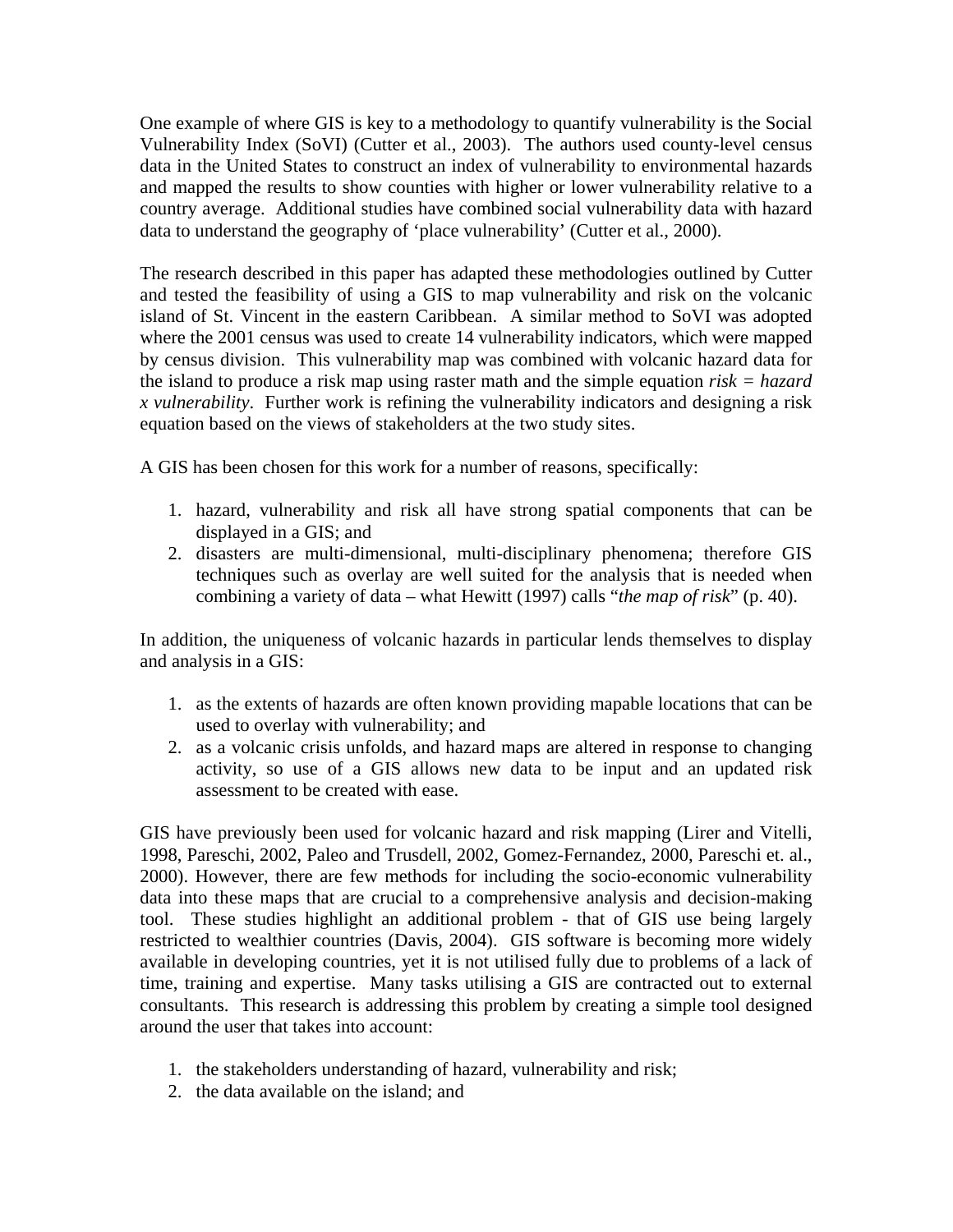One example of where GIS is key to a methodology to quantify vulnerability is the Social Vulnerability Index (SoVI) (Cutter et al., 2003). The authors used county-level census data in the United States to construct an index of vulnerability to environmental hazards and mapped the results to show counties with higher or lower vulnerability relative to a country average. Additional studies have combined social vulnerability data with hazard data to understand the geography of 'place vulnerability' (Cutter et al., 2000).

The research described in this paper has adapted these methodologies outlined by Cutter and tested the feasibility of using a GIS to map vulnerability and risk on the volcanic island of St. Vincent in the eastern Caribbean. A similar method to SoVI was adopted where the 2001 census was used to create 14 vulnerability indicators, which were mapped by census division. This vulnerability map was combined with volcanic hazard data for the island to produce a risk map using raster math and the simple equation *risk = hazard x vulnerability*. Further work is refining the vulnerability indicators and designing a risk equation based on the views of stakeholders at the two study sites.

A GIS has been chosen for this work for a number of reasons, specifically:

1. hazard, vulnerability and risk all have strong spatial components that can be displayed in a GIS; and
2. disasters are multi-dimensional, multi-disciplinary phenomena; therefore GIS techniques such as overlay are well suited for the analysis that is needed when combining a variety of data – what Hewitt (1997) calls "*the map of risk*" (p. 40).

In addition, the uniqueness of volcanic hazards in particular lends themselves to display and analysis in a GIS:

1. as the extents of hazards are often known providing mapable locations that can be used to overlay with vulnerability; and
2. as a volcanic crisis unfolds, and hazard maps are altered in response to changing activity, so use of a GIS allows new data to be input and an updated risk assessment to be created with ease.

GIS have previously been used for volcanic hazard and risk mapping (Lirer and Vitelli, 1998, Pareschi, 2002, Paleo and Trusdell, 2002, Gomez-Fernandez, 2000, Pareschi et. al., 2000). However, there are few methods for including the socio-economic vulnerability data into these maps that are crucial to a comprehensive analysis and decision-making tool. These studies highlight an additional problem - that of GIS use being largely restricted to wealthier countries (Davis, 2004). GIS software is becoming more widely available in developing countries, yet it is not utilised fully due to problems of a lack of time, training and expertise. Many tasks utilising a GIS are contracted out to external consultants. This research is addressing this problem by creating a simple tool designed around the user that takes into account:

1. the stakeholders understanding of hazard, vulnerability and risk;
2. the data available on the island; and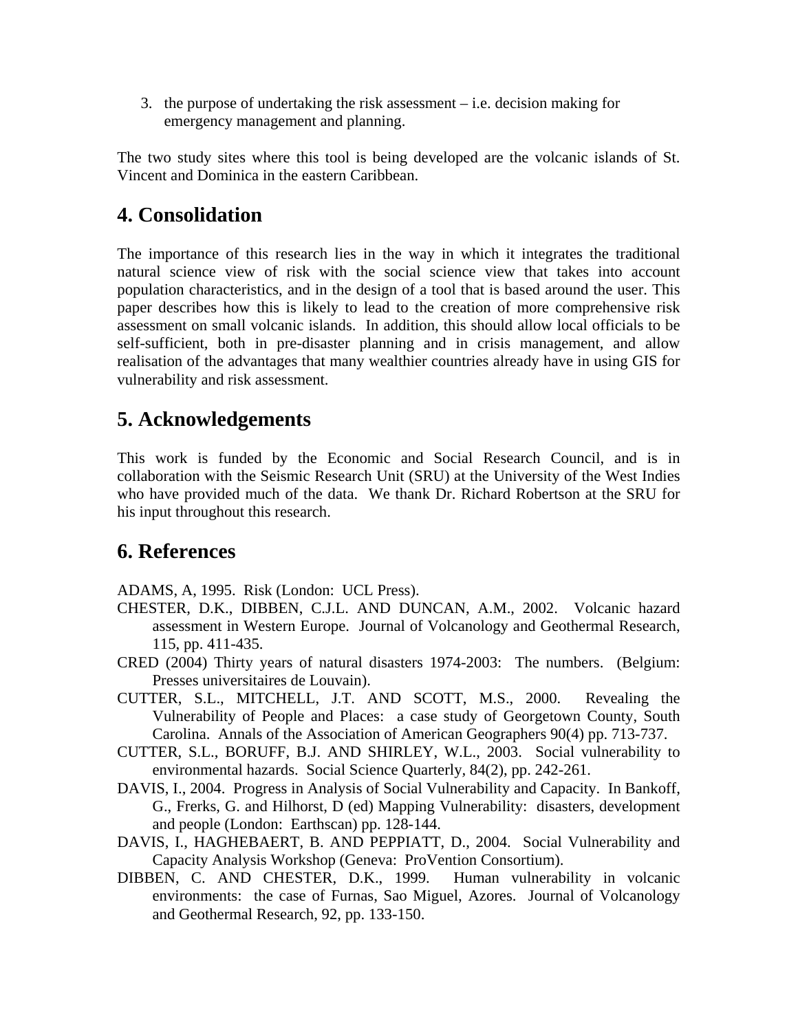3. the purpose of undertaking the risk assessment – i.e. decision making for emergency management and planning.

The two study sites where this tool is being developed are the volcanic islands of St. Vincent and Dominica in the eastern Caribbean.

## 4. Consolidation

The importance of this research lies in the way in which it integrates the traditional natural science view of risk with the social science view that takes into account population characteristics, and in the design of a tool that is based around the user. This paper describes how this is likely to lead to the creation of more comprehensive risk assessment on small volcanic islands. In addition, this should allow local officials to be self-sufficient, both in pre-disaster planning and in crisis management, and allow realisation of the advantages that many wealthier countries already have in using GIS for vulnerability and risk assessment.

## 5. Acknowledgements

This work is funded by the Economic and Social Research Council, and is in collaboration with the Seismic Research Unit (SRU) at the University of the West Indies who have provided much of the data. We thank Dr. Richard Robertson at the SRU for his input throughout this research.

## 6. References

ADAMS, A, 1995. Risk (London: UCL Press).

CHESTER, D.K., DIBBEN, C.J.L. AND DUNCAN, A.M., 2002. Volcanic hazard assessment in Western Europe. Journal of Volcanology and Geothermal Research, 115, pp. 411-435.

CRED (2004) Thirty years of natural disasters 1974-2003: The numbers. (Belgium: Presses universitaires de Louvain).

CUTTER, S.L., MITCHELL, J.T. AND SCOTT, M.S., 2000. Revealing the Vulnerability of People and Places: a case study of Georgetown County, South Carolina. Annals of the Association of American Geographers 90(4) pp. 713-737.

CUTTER, S.L., BORUFF, B.J. AND SHIRLEY, W.L., 2003. Social vulnerability to environmental hazards. Social Science Quarterly, 84(2), pp. 242-261.

DAVIS, I., 2004. Progress in Analysis of Social Vulnerability and Capacity. In Bankoff, G., Frerks, G. and Hilhorst, D (ed) Mapping Vulnerability: disasters, development and people (London: Earthscan) pp. 128-144.

DAVIS, I., HAGHEBAERT, B. AND PEPPIATT, D., 2004. Social Vulnerability and Capacity Analysis Workshop (Geneva: ProVention Consortium).

DIBBEN, C. AND CHESTER, D.K., 1999. Human vulnerability in volcanic environments: the case of Furnas, Sao Miguel, Azores. Journal of Volcanology and Geothermal Research, 92, pp. 133-150.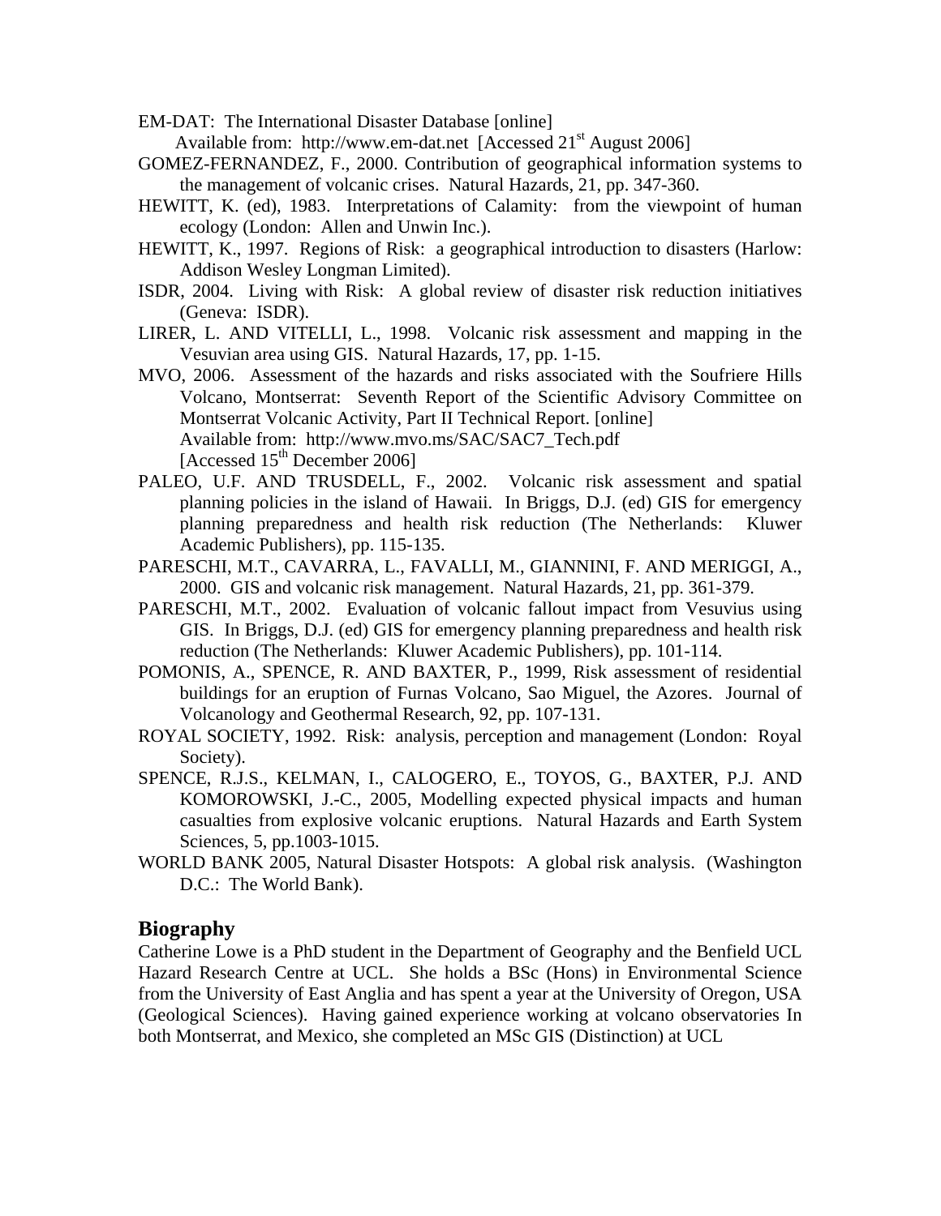EM-DAT: The International Disaster Database [online]
Available from: http://www.em-dat.net [Accessed 21st August 2006]

GOMEZ-FERNANDEZ, F., 2000. Contribution of geographical information systems to the management of volcanic crises. Natural Hazards, 21, pp. 347-360.

HEWITT, K. (ed), 1983. Interpretations of Calamity: from the viewpoint of human ecology (London: Allen and Unwin Inc.).

HEWITT, K., 1997. Regions of Risk: a geographical introduction to disasters (Harlow: Addison Wesley Longman Limited).

ISDR, 2004. Living with Risk: A global review of disaster risk reduction initiatives (Geneva: ISDR).

LIRER, L. AND VITELLI, L., 1998. Volcanic risk assessment and mapping in the Vesuvian area using GIS. Natural Hazards, 17, pp. 1-15.

MVO, 2006. Assessment of the hazards and risks associated with the Soufriere Hills Volcano, Montserrat: Seventh Report of the Scientific Advisory Committee on Montserrat Volcanic Activity, Part II Technical Report. [online]
Available from: http://www.mvo.ms/SAC/SAC7_Tech.pdf
[Accessed 15th December 2006]

PALEO, U.F. AND TRUSDELL, F., 2002. Volcanic risk assessment and spatial planning policies in the island of Hawaii. In Briggs, D.J. (ed) GIS for emergency planning preparedness and health risk reduction (The Netherlands: Kluwer Academic Publishers), pp. 115-135.

PARESCHI, M.T., CAVARRA, L., FAVALLI, M., GIANNINI, F. AND MERIGGI, A., 2000. GIS and volcanic risk management. Natural Hazards, 21, pp. 361-379.

PARESCHI, M.T., 2002. Evaluation of volcanic fallout impact from Vesuvius using GIS. In Briggs, D.J. (ed) GIS for emergency planning preparedness and health risk reduction (The Netherlands: Kluwer Academic Publishers), pp. 101-114.

POMONIS, A., SPENCE, R. AND BAXTER, P., 1999, Risk assessment of residential buildings for an eruption of Furnas Volcano, Sao Miguel, the Azores. Journal of Volcanology and Geothermal Research, 92, pp. 107-131.

ROYAL SOCIETY, 1992. Risk: analysis, perception and management (London: Royal Society).

SPENCE, R.J.S., KELMAN, I., CALOGERO, E., TOYOS, G., BAXTER, P.J. AND KOMOROWSKI, J.-C., 2005, Modelling expected physical impacts and human casualties from explosive volcanic eruptions. Natural Hazards and Earth System Sciences, 5, pp.1003-1015.

WORLD BANK 2005, Natural Disaster Hotspots: A global risk analysis. (Washington D.C.: The World Bank).

## Biography

Catherine Lowe is a PhD student in the Department of Geography and the Benfield UCL Hazard Research Centre at UCL. She holds a BSc (Hons) in Environmental Science from the University of East Anglia and has spent a year at the University of Oregon, USA (Geological Sciences). Having gained experience working at volcano observatories In both Montserrat, and Mexico, she completed an MSc GIS (Distinction) at UCL